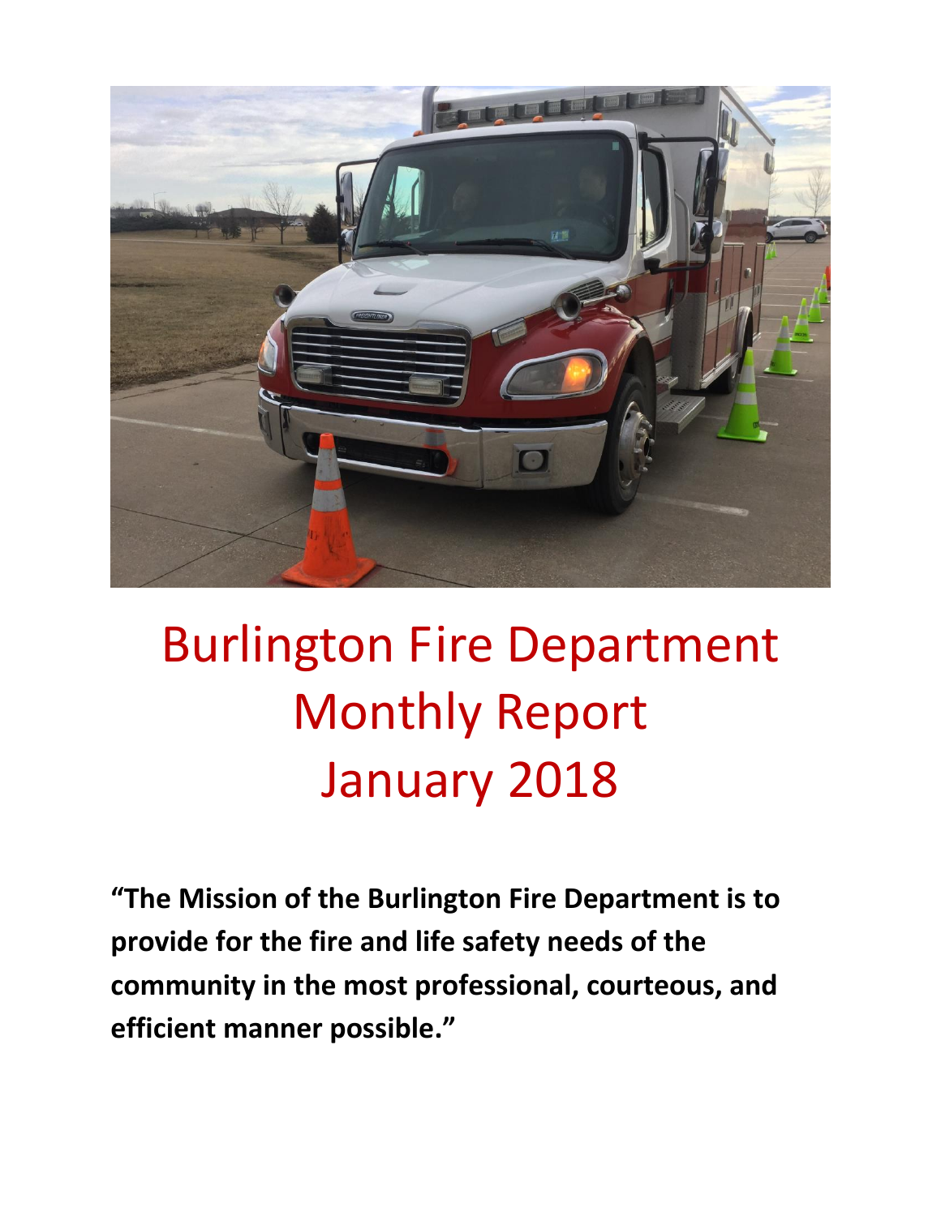# Burlington Fire Department Monthly Report January 2018

**"The Mission of the Burlington Fire Department is to provide for the fire and life safety needs of the community in the most professional, courteous, and efficient manner possible."**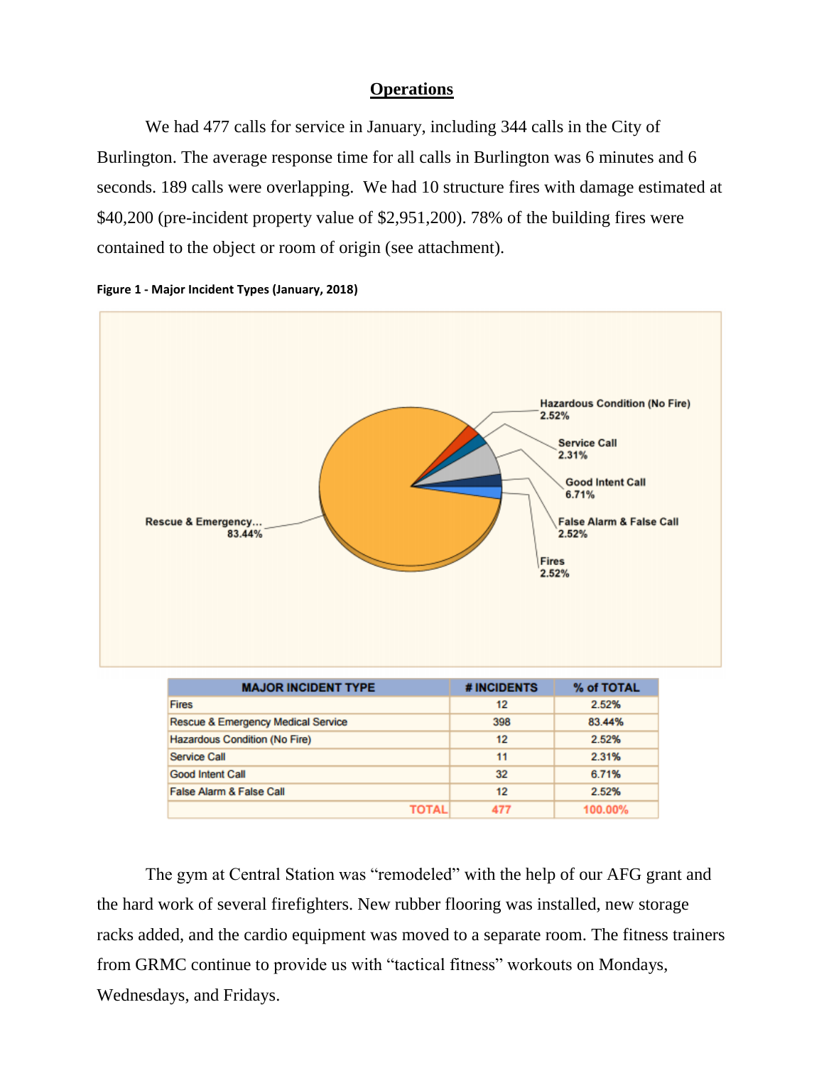## Operations

We had 477 calls for service in January, including 344 calls in the City of Burlington. The average response time for all calls in Burlington was 6 minutes and 6 seconds. 189 calls were overlapping. We had 10 structure fires with damage estimated at $40,200 (pre-incident property value of $2,951,200). 78% of the building fires were contained to the object or room of origin (see attachment).

**Figure 1 - Major Incident Types (January, 2018)**

| MAJOR INCIDENT TYPE | # INCIDENTS | % of TOTAL |
|---|---|---|
| Fires | 12 | 2.52% |
| Rescue & Emergency Medical Service | 398 | 83.44% |
| Hazardous Condition (No Fire) | 12 | 2.52% |
| Service Call | 11 | 2.31% |
| Good Intent Call | 32 | 6.71% |
| False Alarm & False Call | 12 | 2.52% |
| TOTAL | 477 | 100.00% |

The gym at Central Station was "remodeled" with the help of our AFG grant and the hard work of several firefighters. New rubber flooring was installed, new storage racks added, and the cardio equipment was moved to a separate room. The fitness trainers from GRMC continue to provide us with "tactical fitness" workouts on Mondays, Wednesdays, and Fridays.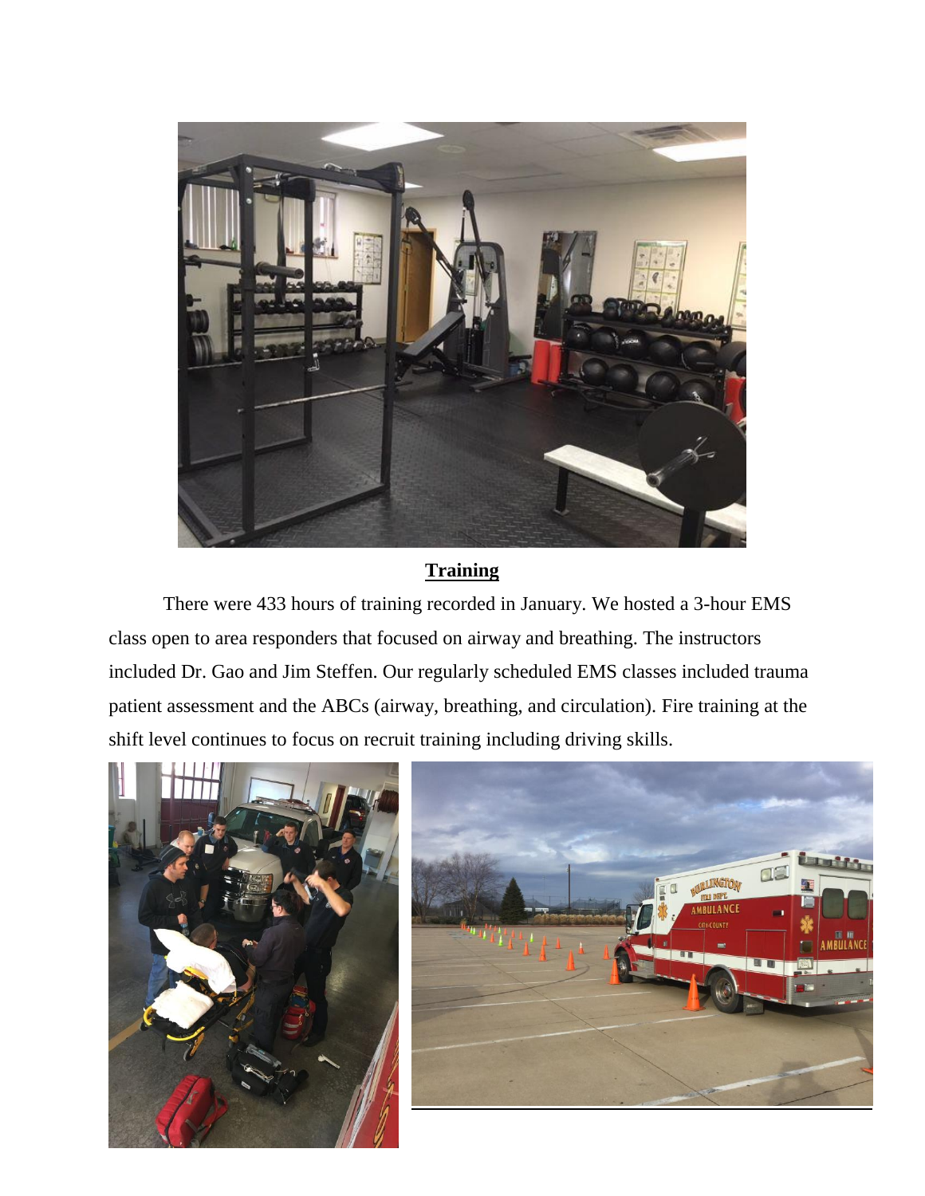## Training

There were 433 hours of training recorded in January. We hosted a 3-hour EMS class open to area responders that focused on airway and breathing. The instructors included Dr. Gao and Jim Steffen. Our regularly scheduled EMS classes included trauma patient assessment and the ABCs (airway, breathing, and circulation). Fire training at the shift level continues to focus on recruit training including driving skills.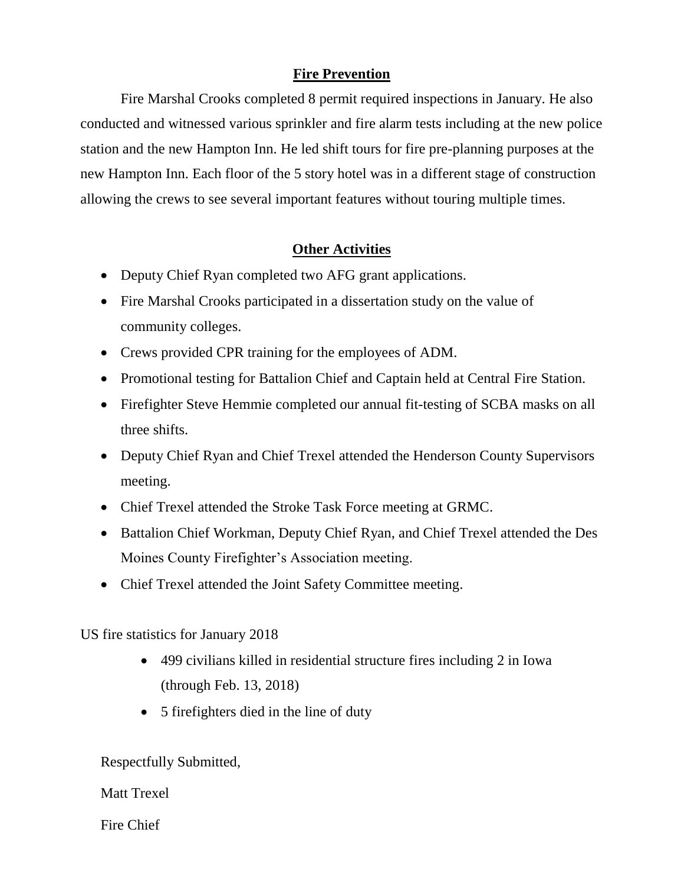## Fire Prevention

Fire Marshal Crooks completed 8 permit required inspections in January. He also conducted and witnessed various sprinkler and fire alarm tests including at the new police station and the new Hampton Inn. He led shift tours for fire pre-planning purposes at the new Hampton Inn. Each floor of the 5 story hotel was in a different stage of construction allowing the crews to see several important features without touring multiple times.

## Other Activities

- Deputy Chief Ryan completed two AFG grant applications.
- Fire Marshal Crooks participated in a dissertation study on the value of community colleges.
- Crews provided CPR training for the employees of ADM.
- Promotional testing for Battalion Chief and Captain held at Central Fire Station.
- Firefighter Steve Hemmie completed our annual fit-testing of SCBA masks on all three shifts.
- Deputy Chief Ryan and Chief Trexel attended the Henderson County Supervisors meeting.
- Chief Trexel attended the Stroke Task Force meeting at GRMC.
- Battalion Chief Workman, Deputy Chief Ryan, and Chief Trexel attended the Des Moines County Firefighter's Association meeting.
- Chief Trexel attended the Joint Safety Committee meeting.

US fire statistics for January 2018

- 499 civilians killed in residential structure fires including 2 in Iowa (through Feb. 13, 2018)
- 5 firefighters died in the line of duty

Respectfully Submitted,

Matt Trexel

Fire Chief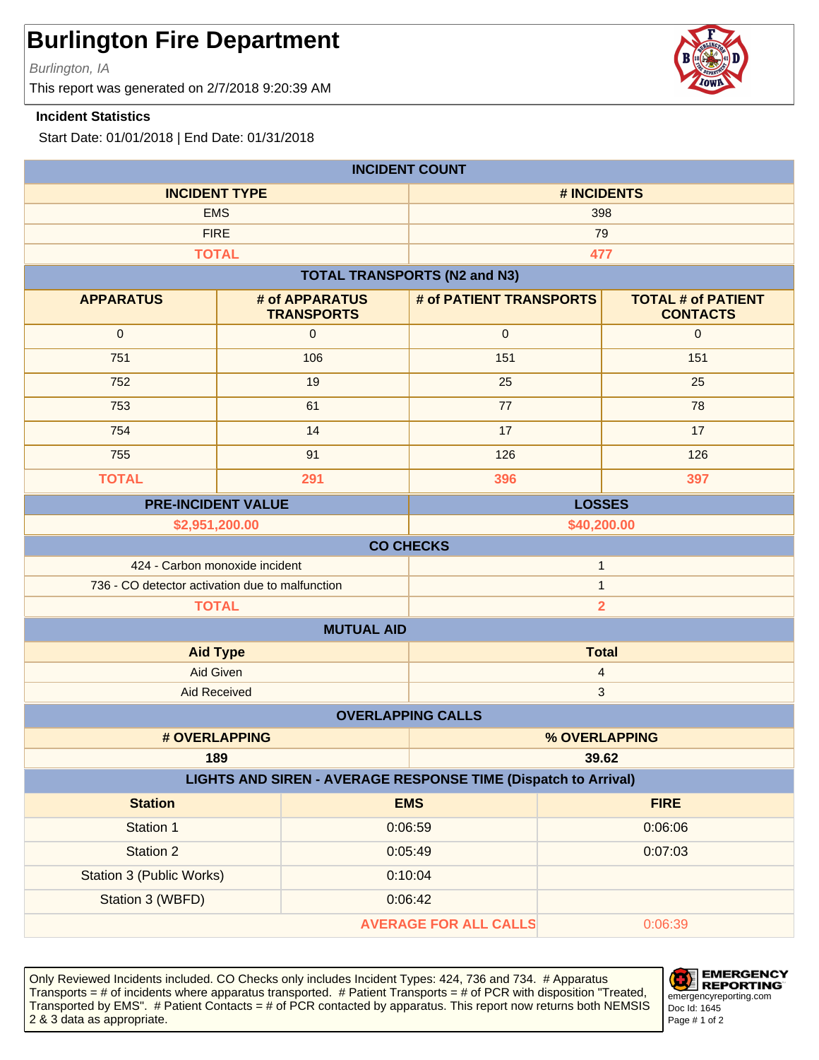# Burlington Fire Department

*Burlington, IA*

This report was generated on 2/7/2018 9:20:39 AM

**Incident Statistics**

Start Date: 01/01/2018 | End Date: 01/31/2018

| INCIDENT COUNT | |
|---|---|
| **INCIDENT TYPE** | **# INCIDENTS** |
| EMS | 398 |
| FIRE | 79 |
| **TOTAL** | **477** |

| TOTAL TRANSPORTS (N2 and N3) | | | |
|---|---|---|---|
| **APPARATUS** | **# of APPARATUS TRANSPORTS** | **# of PATIENT TRANSPORTS** | **TOTAL # of PATIENT CONTACTS** |
| 0 | 0 | 0 | 0 |
| 751 | 106 | 151 | 151 |
| 752 | 19 | 25 | 25 |
| 753 | 61 | 77 | 78 |
| 754 | 14 | 17 | 17 |
| 755 | 91 | 126 | 126 |
| **TOTAL** | **291** | **396** | **397** |

| PRE-INCIDENT VALUE | LOSSES |
|---|---|
| **$2,951,200.00** | **$40,200.00** |

| CO CHECKS | |
|---|---|
| 424 - Carbon monoxide incident | 1 |
| 736 - CO detector activation due to malfunction | 1 |
| **TOTAL** | **2** |

| MUTUAL AID | |
|---|---|
| **Aid Type** | **Total** |
| Aid Given | 4 |
| Aid Received | 3 |

| OVERLAPPING CALLS | |
|---|---|
| **# OVERLAPPING** | **% OVERLAPPING** |
| **189** | **39.62** |

| LIGHTS AND SIREN - AVERAGE RESPONSE TIME (Dispatch to Arrival) | | |
|---|---|---|
| **Station** | **EMS** | **FIRE** |
| Station 1 | 0:06:59 | 0:06:06 |
| Station 2 | 0:05:49 | 0:07:03 |
| Station 3 (Public Works) | 0:10:04 | |
| Station 3 (WBFD) | 0:06:42 | |
| | **AVERAGE FOR ALL CALLS** | 0:06:39 |

Only Reviewed Incidents included. CO Checks only includes Incident Types: 424, 736 and 734. # Apparatus Transports = # of incidents where apparatus transported. # Patient Transports = # of PCR with disposition "Treated, Transported by EMS". # Patient Contacts = # of PCR contacted by apparatus. This report now returns both NEMSIS 2 & 3 data as appropriate.

EMERGENCY REPORTING
emergencyreporting.com
Doc Id: 1645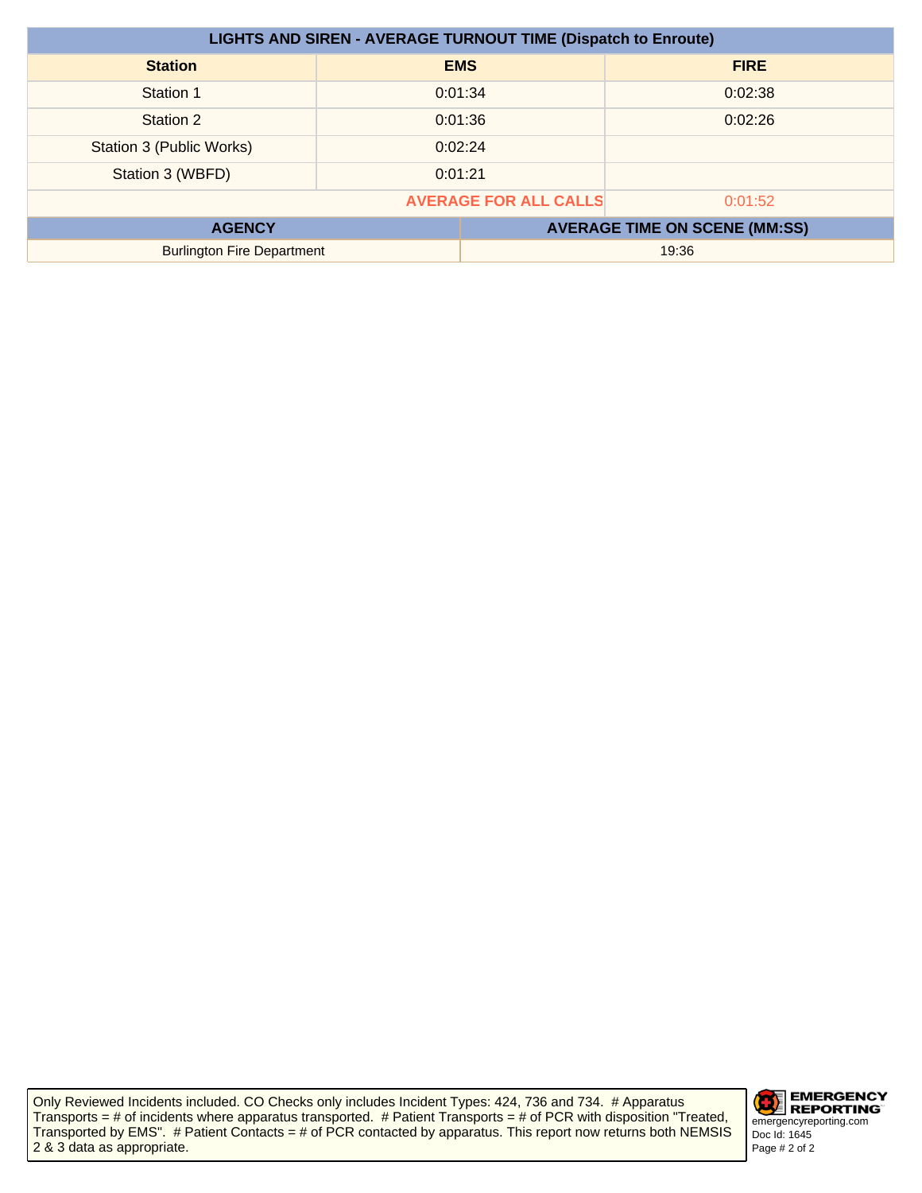| LIGHTS AND SIREN - AVERAGE TURNOUT TIME (Dispatch to Enroute) | | |
|---|---|---|
| **Station** | **EMS** | **FIRE** |
| Station 1 | 0:01:34 | 0:02:38 |
| Station 2 | 0:01:36 | 0:02:26 |
| Station 3 (Public Works) | 0:02:24 | |
| Station 3 (WBFD) | 0:01:21 | |
| | **AVERAGE FOR ALL CALLS** | 0:01:52 |

| AGENCY | AVERAGE TIME ON SCENE (MM:SS) |
|---|---|
| Burlington Fire Department | 19:36 |

Only Reviewed Incidents included. CO Checks only includes Incident Types: 424, 736 and 734. # Apparatus Transports = # of incidents where apparatus transported. # Patient Transports = # of PCR with disposition "Treated, Transported by EMS". # Patient Contacts = # of PCR contacted by apparatus. This report now returns both NEMSIS 2 & 3 data as appropriate.

EMERGENCY REPORTING
emergencyreporting.com
Doc Id: 1645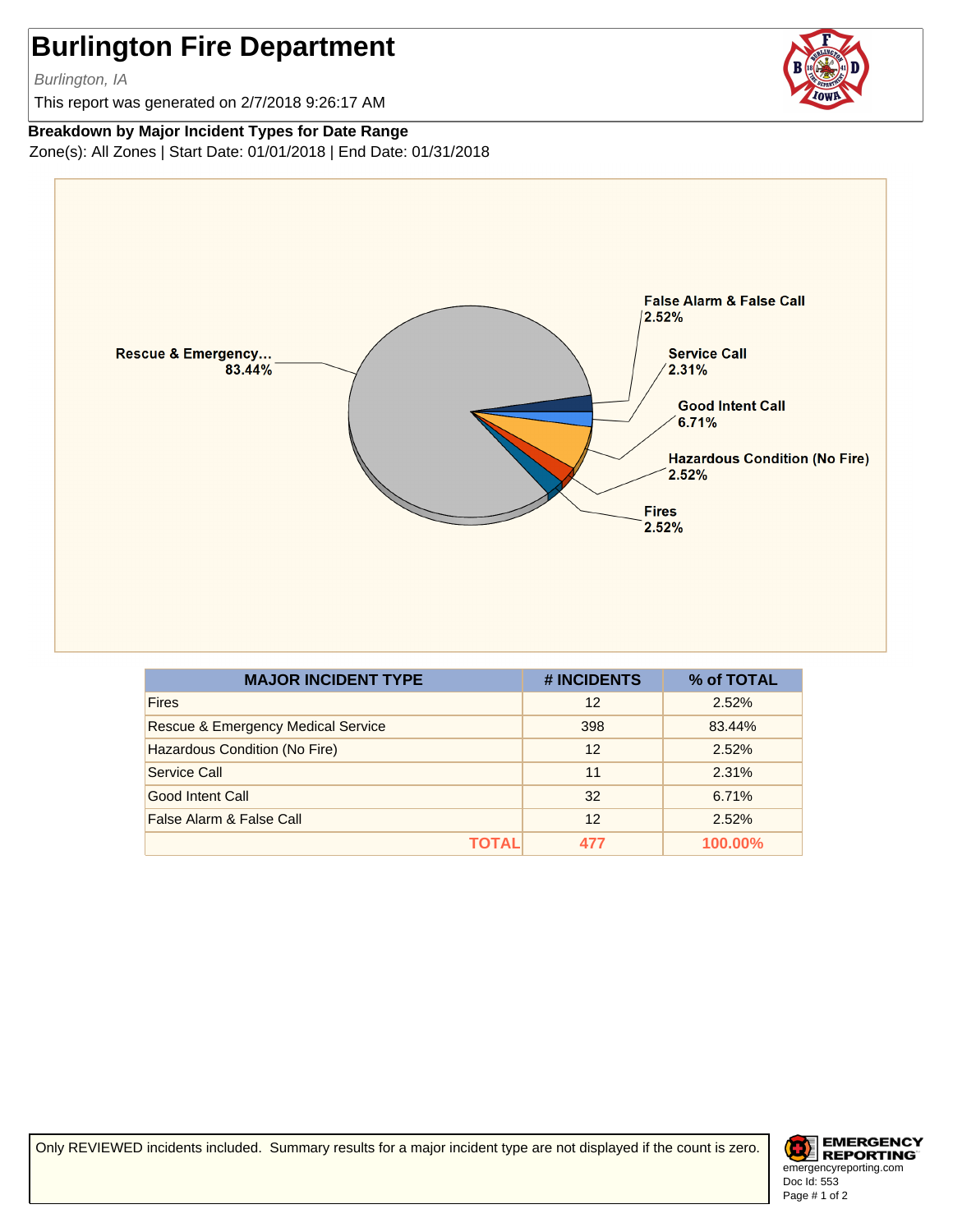# Burlington Fire Department

*Burlington, IA*

This report was generated on 2/7/2018 9:26:17 AM

**Breakdown by Major Incident Types for Date Range**

Zone(s): All Zones | Start Date: 01/01/2018 | End Date: 01/31/2018

Rescue & Emergency... 83.44%
False Alarm & False Call 2.52%
Service Call 2.31%
Good Intent Call 6.71%
Hazardous Condition (No Fire) 2.52%
Fires 2.52%

| MAJOR INCIDENT TYPE | # INCIDENTS | % of TOTAL |
|---|---|---|
| Fires | 12 | 2.52% |
| Rescue & Emergency Medical Service | 398 | 83.44% |
| Hazardous Condition (No Fire) | 12 | 2.52% |
| Service Call | 11 | 2.31% |
| Good Intent Call | 32 | 6.71% |
| False Alarm & False Call | 12 | 2.52% |
| **TOTAL** | **477** | **100.00%** |

Only REVIEWED incidents included. Summary results for a major incident type are not displayed if the count is zero.

EMERGENCY REPORTING
emergencyreporting.com
Doc Id: 553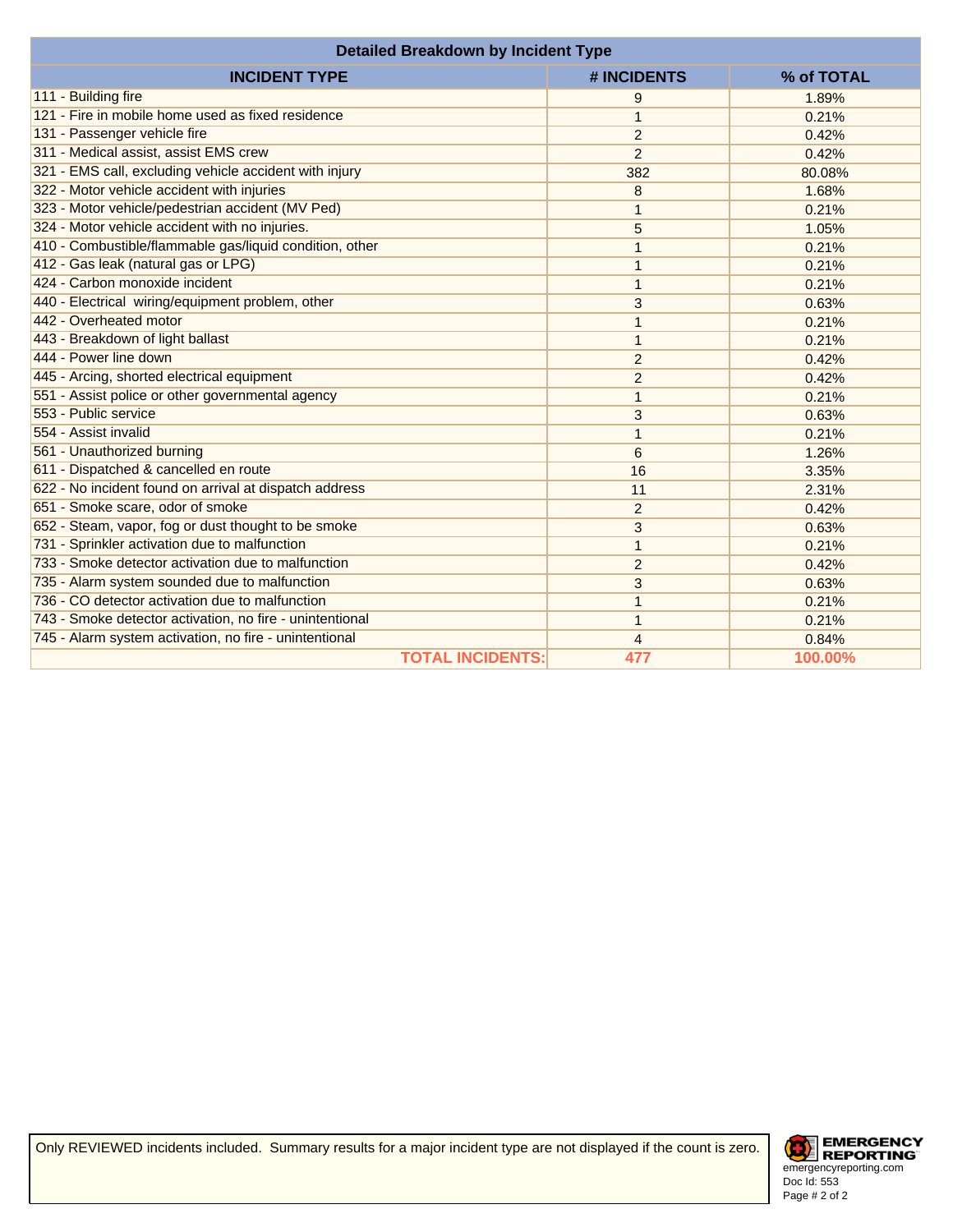| Detailed Breakdown by Incident Type | | |
|---|---|---|
| **INCIDENT TYPE** | **# INCIDENTS** | **% of TOTAL** |
| 111 - Building fire | 9 | 1.89% |
| 121 - Fire in mobile home used as fixed residence | 1 | 0.21% |
| 131 - Passenger vehicle fire | 2 | 0.42% |
| 311 - Medical assist, assist EMS crew | 2 | 0.42% |
| 321 - EMS call, excluding vehicle accident with injury | 382 | 80.08% |
| 322 - Motor vehicle accident with injuries | 8 | 1.68% |
| 323 - Motor vehicle/pedestrian accident (MV Ped) | 1 | 0.21% |
| 324 - Motor vehicle accident with no injuries. | 5 | 1.05% |
| 410 - Combustible/flammable gas/liquid condition, other | 1 | 0.21% |
| 412 - Gas leak (natural gas or LPG) | 1 | 0.21% |
| 424 - Carbon monoxide incident | 1 | 0.21% |
| 440 - Electrical wiring/equipment problem, other | 3 | 0.63% |
| 442 - Overheated motor | 1 | 0.21% |
| 443 - Breakdown of light ballast | 1 | 0.21% |
| 444 - Power line down | 2 | 0.42% |
| 445 - Arcing, shorted electrical equipment | 2 | 0.42% |
| 551 - Assist police or other governmental agency | 1 | 0.21% |
| 553 - Public service | 3 | 0.63% |
| 554 - Assist invalid | 1 | 0.21% |
| 561 - Unauthorized burning | 6 | 1.26% |
| 611 - Dispatched & cancelled en route | 16 | 3.35% |
| 622 - No incident found on arrival at dispatch address | 11 | 2.31% |
| 651 - Smoke scare, odor of smoke | 2 | 0.42% |
| 652 - Steam, vapor, fog or dust thought to be smoke | 3 | 0.63% |
| 731 - Sprinkler activation due to malfunction | 1 | 0.21% |
| 733 - Smoke detector activation due to malfunction | 2 | 0.42% |
| 735 - Alarm system sounded due to malfunction | 3 | 0.63% |
| 736 - CO detector activation due to malfunction | 1 | 0.21% |
| 743 - Smoke detector activation, no fire - unintentional | 1 | 0.21% |
| 745 - Alarm system activation, no fire - unintentional | 4 | 0.84% |
| **TOTAL INCIDENTS:** | **477** | **100.00%** |

Only REVIEWED incidents included. Summary results for a major incident type are not displayed if the count is zero.

EMERGENCY REPORTING
emergencyreporting.com
Doc Id: 553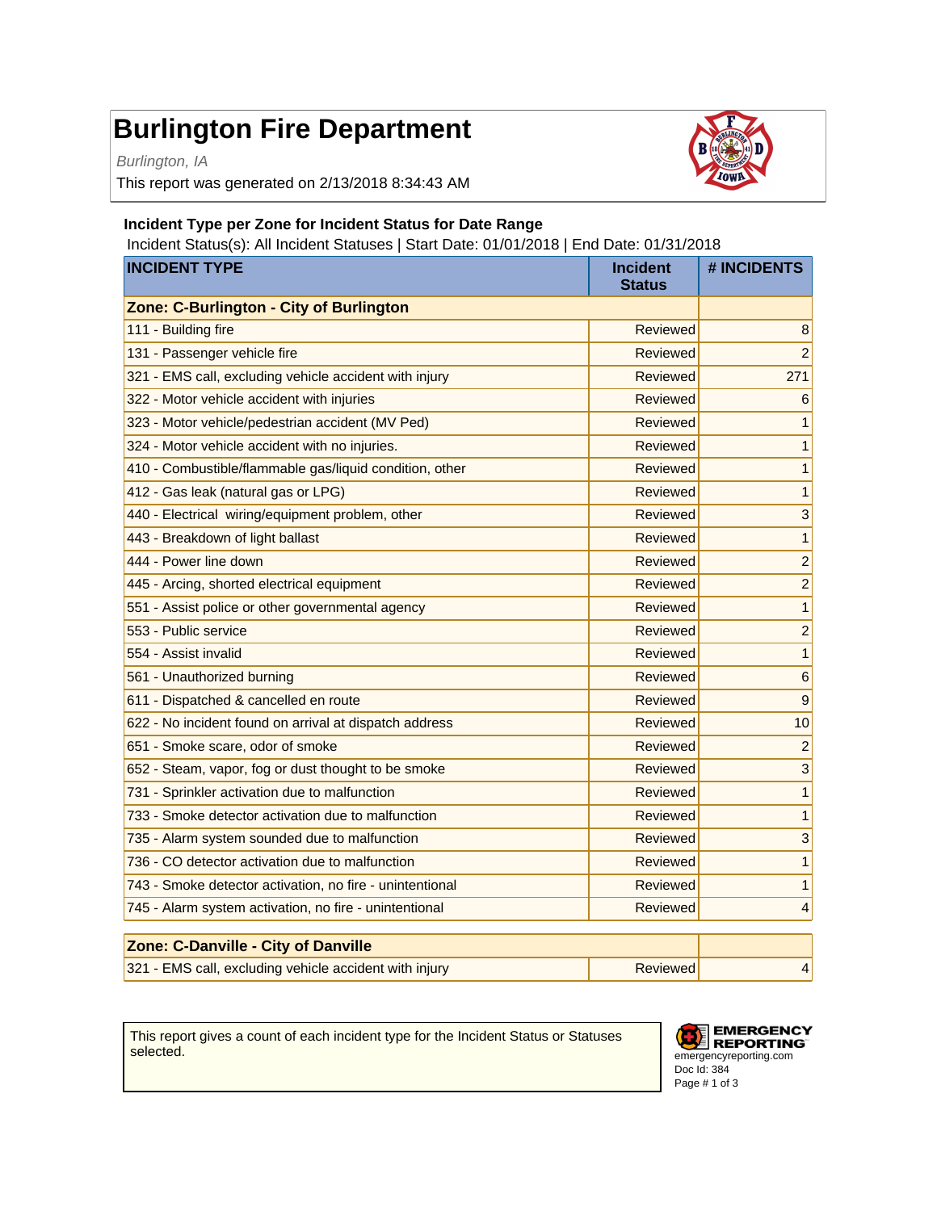# Burlington Fire Department

*Burlington, IA*

This report was generated on 2/13/2018 8:34:43 AM

### Incident Type per Zone for Incident Status for Date Range

Incident Status(s): All Incident Statuses | Start Date: 01/01/2018 | End Date: 01/31/2018

| INCIDENT TYPE | Incident Status | # INCIDENTS |
|---|---|---|
| **Zone: C-Burlington - City of Burlington** | | |
| 111 - Building fire | Reviewed | 8 |
| 131 - Passenger vehicle fire | Reviewed | 2 |
| 321 - EMS call, excluding vehicle accident with injury | Reviewed | 271 |
| 322 - Motor vehicle accident with injuries | Reviewed | 6 |
| 323 - Motor vehicle/pedestrian accident (MV Ped) | Reviewed | 1 |
| 324 - Motor vehicle accident with no injuries. | Reviewed | 1 |
| 410 - Combustible/flammable gas/liquid condition, other | Reviewed | 1 |
| 412 - Gas leak (natural gas or LPG) | Reviewed | 1 |
| 440 - Electrical wiring/equipment problem, other | Reviewed | 3 |
| 443 - Breakdown of light ballast | Reviewed | 1 |
| 444 - Power line down | Reviewed | 2 |
| 445 - Arcing, shorted electrical equipment | Reviewed | 2 |
| 551 - Assist police or other governmental agency | Reviewed | 1 |
| 553 - Public service | Reviewed | 2 |
| 554 - Assist invalid | Reviewed | 1 |
| 561 - Unauthorized burning | Reviewed | 6 |
| 611 - Dispatched & cancelled en route | Reviewed | 9 |
| 622 - No incident found on arrival at dispatch address | Reviewed | 10 |
| 651 - Smoke scare, odor of smoke | Reviewed | 2 |
| 652 - Steam, vapor, fog or dust thought to be smoke | Reviewed | 3 |
| 731 - Sprinkler activation due to malfunction | Reviewed | 1 |
| 733 - Smoke detector activation due to malfunction | Reviewed | 1 |
| 735 - Alarm system sounded due to malfunction | Reviewed | 3 |
| 736 - CO detector activation due to malfunction | Reviewed | 1 |
| 743 - Smoke detector activation, no fire - unintentional | Reviewed | 1 |
| 745 - Alarm system activation, no fire - unintentional | Reviewed | 4 |
| **Zone: C-Danville - City of Danville** | | |
| 321 - EMS call, excluding vehicle accident with injury | Reviewed | 4 |

This report gives a count of each incident type for the Incident Status or Statuses selected.

EMERGENCY REPORTING
emergencyreporting.com
Doc Id: 384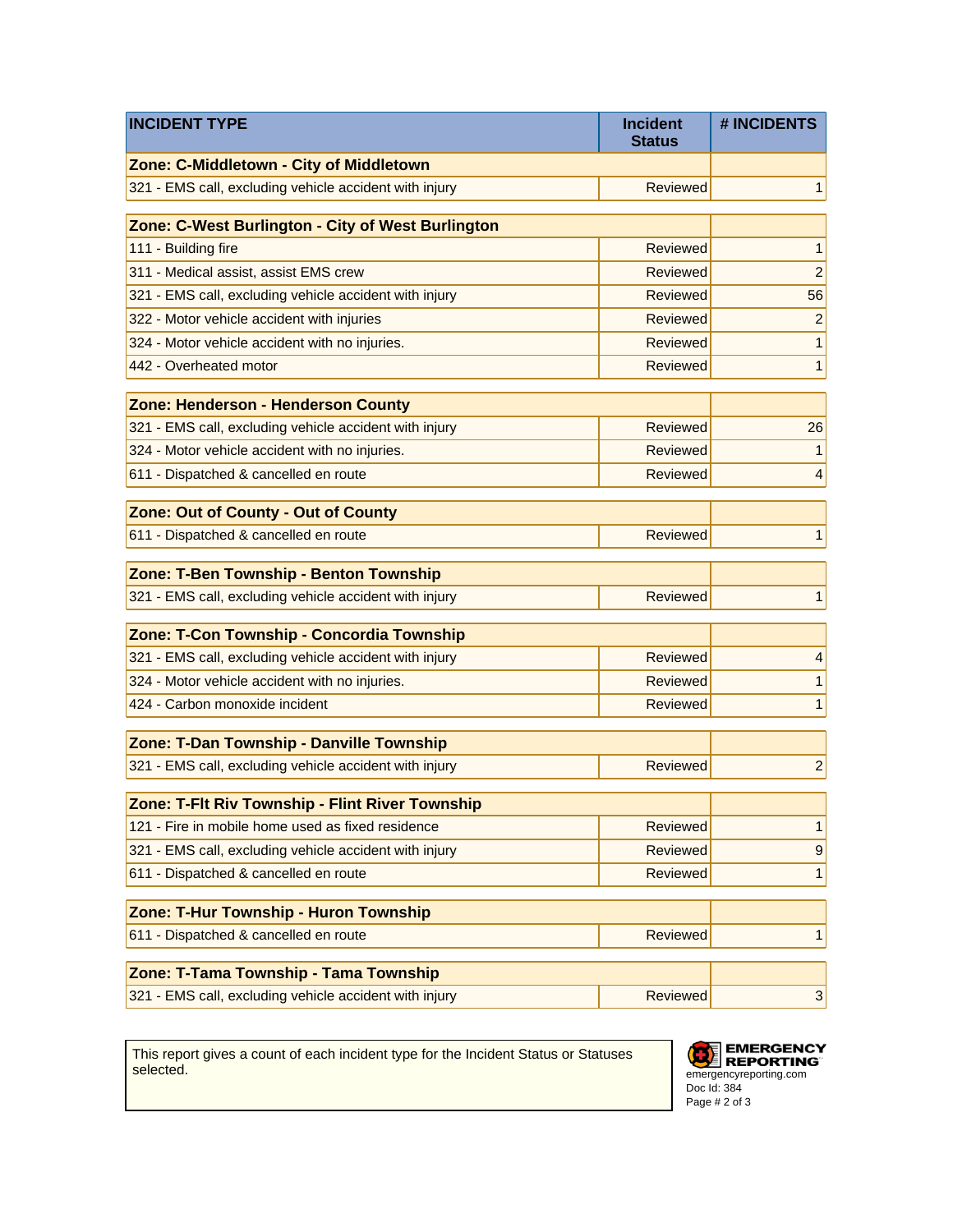| INCIDENT TYPE | Incident Status | # INCIDENTS |
|---|---|---|
| **Zone: C-Middletown - City of Middletown** | | |
| 321 - EMS call, excluding vehicle accident with injury | Reviewed | 1 |
| **Zone: C-West Burlington - City of West Burlington** | | |
| 111 - Building fire | Reviewed | 1 |
| 311 - Medical assist, assist EMS crew | Reviewed | 2 |
| 321 - EMS call, excluding vehicle accident with injury | Reviewed | 56 |
| 322 - Motor vehicle accident with injuries | Reviewed | 2 |
| 324 - Motor vehicle accident with no injuries. | Reviewed | 1 |
| 442 - Overheated motor | Reviewed | 1 |
| **Zone: Henderson - Henderson County** | | |
| 321 - EMS call, excluding vehicle accident with injury | Reviewed | 26 |
| 324 - Motor vehicle accident with no injuries. | Reviewed | 1 |
| 611 - Dispatched & cancelled en route | Reviewed | 4 |
| **Zone: Out of County - Out of County** | | |
| 611 - Dispatched & cancelled en route | Reviewed | 1 |
| **Zone: T-Ben Township - Benton Township** | | |
| 321 - EMS call, excluding vehicle accident with injury | Reviewed | 1 |
| **Zone: T-Con Township - Concordia Township** | | |
| 321 - EMS call, excluding vehicle accident with injury | Reviewed | 4 |
| 324 - Motor vehicle accident with no injuries. | Reviewed | 1 |
| 424 - Carbon monoxide incident | Reviewed | 1 |
| **Zone: T-Dan Township - Danville Township** | | |
| 321 - EMS call, excluding vehicle accident with injury | Reviewed | 2 |
| **Zone: T-Flt Riv Township - Flint River Township** | | |
| 121 - Fire in mobile home used as fixed residence | Reviewed | 1 |
| 321 - EMS call, excluding vehicle accident with injury | Reviewed | 9 |
| 611 - Dispatched & cancelled en route | Reviewed | 1 |
| **Zone: T-Hur Township - Huron Township** | | |
| 611 - Dispatched & cancelled en route | Reviewed | 1 |
| **Zone: T-Tama Township - Tama Township** | | |
| 321 - EMS call, excluding vehicle accident with injury | Reviewed | 3 |

This report gives a count of each incident type for the Incident Status or Statuses selected.

EMERGENCY REPORTING
emergencyreporting.com
Doc Id: 384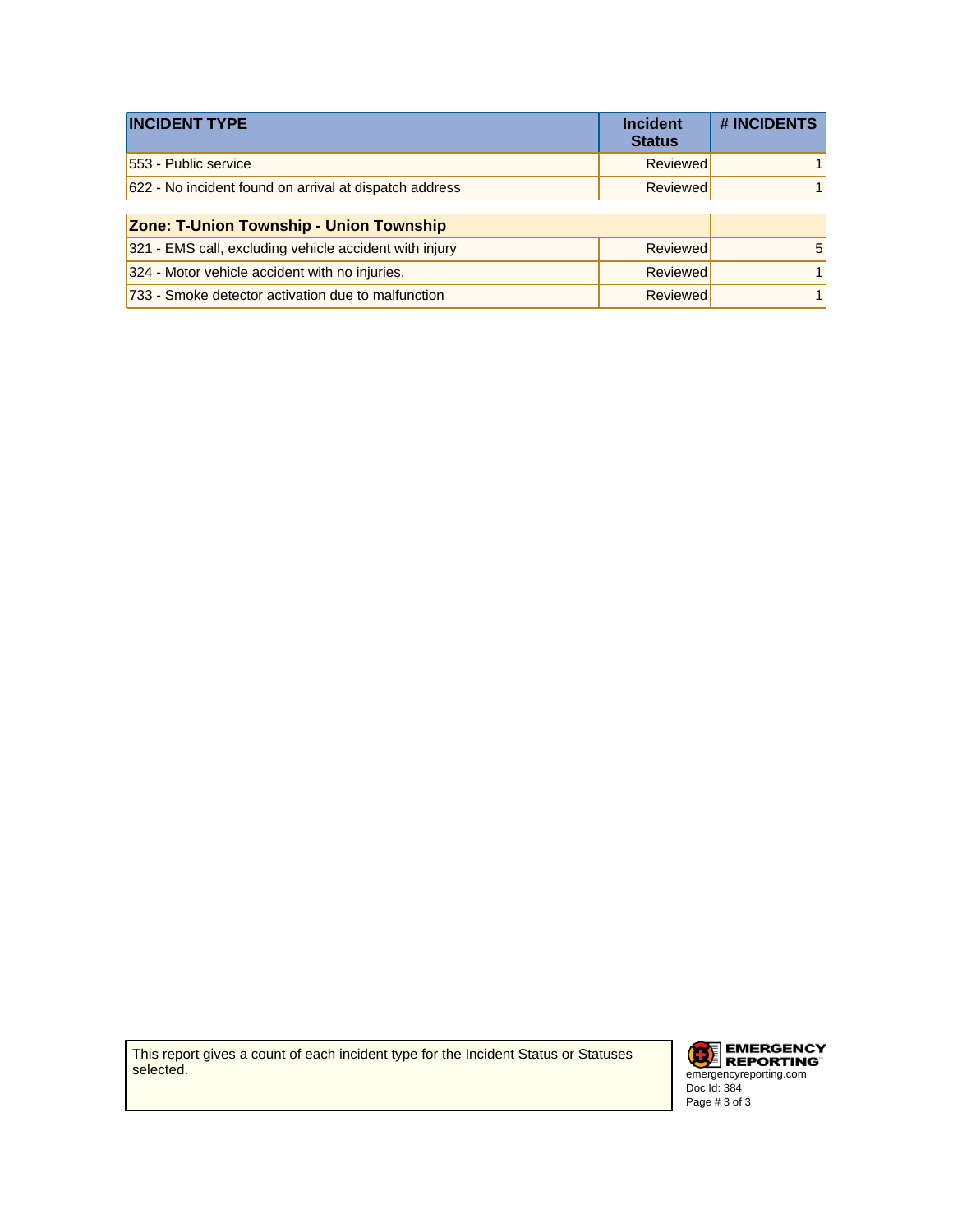| INCIDENT TYPE | Incident Status | # INCIDENTS |
|---|---|---|
| 553 - Public service | Reviewed | 1 |
| 622 - No incident found on arrival at dispatch address | Reviewed | 1 |
| **Zone: T-Union Township - Union Township** | | |
| 321 - EMS call, excluding vehicle accident with injury | Reviewed | 5 |
| 324 - Motor vehicle accident with no injuries. | Reviewed | 1 |
| 733 - Smoke detector activation due to malfunction | Reviewed | 1 |

This report gives a count of each incident type for the Incident Status or Statuses selected.

EMERGENCY REPORTING
emergencyreporting.com
Doc Id: 384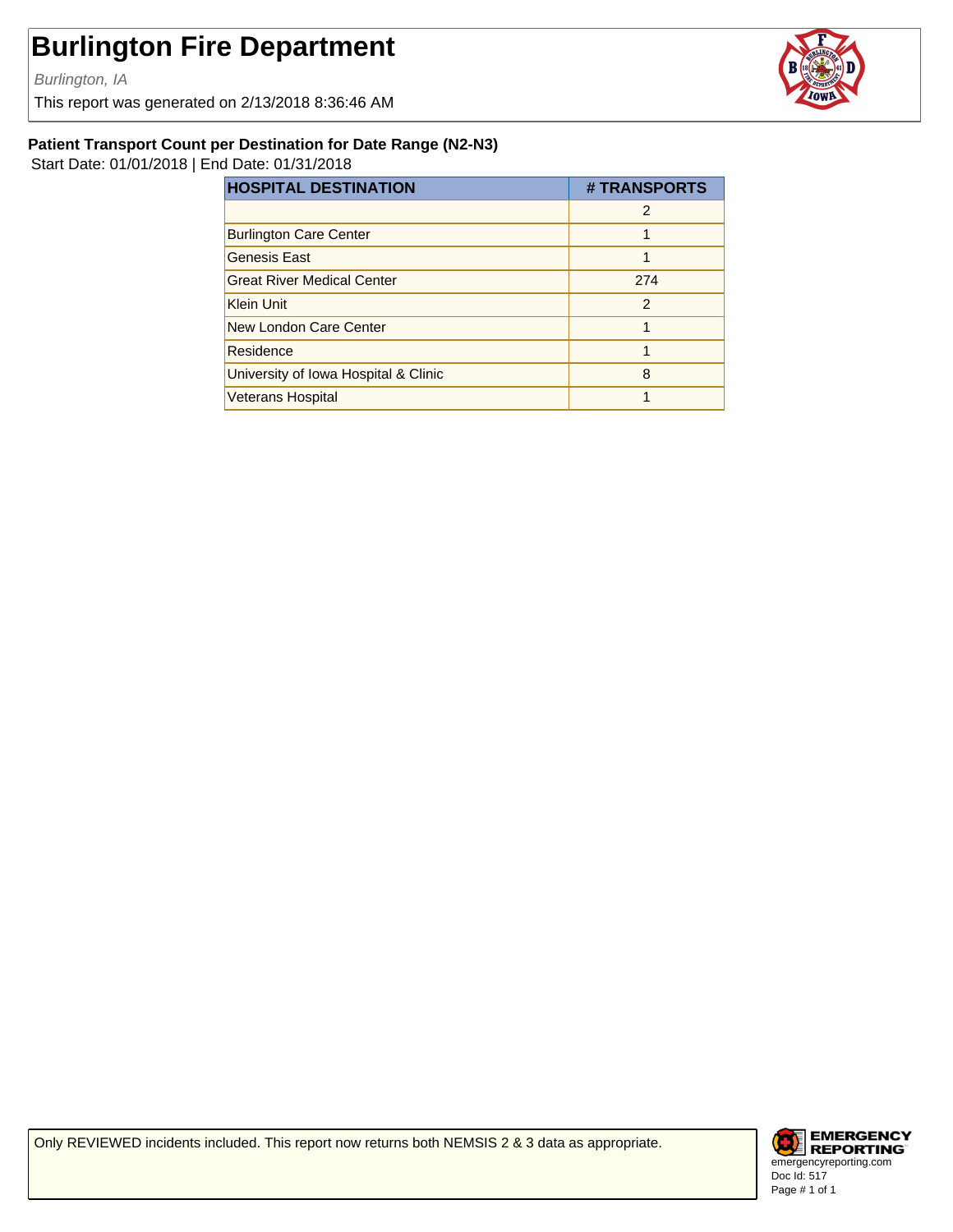# Burlington Fire Department

*Burlington, IA*

This report was generated on 2/13/2018 8:36:46 AM

### Patient Transport Count per Destination for Date Range (N2-N3)

Start Date: 01/01/2018 | End Date: 01/31/2018

| HOSPITAL DESTINATION | # TRANSPORTS |
| --- | --- |
| | 2 |
| Burlington Care Center | 1 |
| Genesis East | 1 |
| Great River Medical Center | 274 |
| Klein Unit | 2 |
| New London Care Center | 1 |
| Residence | 1 |
| University of Iowa Hospital & Clinic | 8 |
| Veterans Hospital | 1 |

Only REVIEWED incidents included. This report now returns both NEMSIS 2 & 3 data as appropriate.

EMERGENCY REPORTING
emergencyreporting.com
Doc Id: 517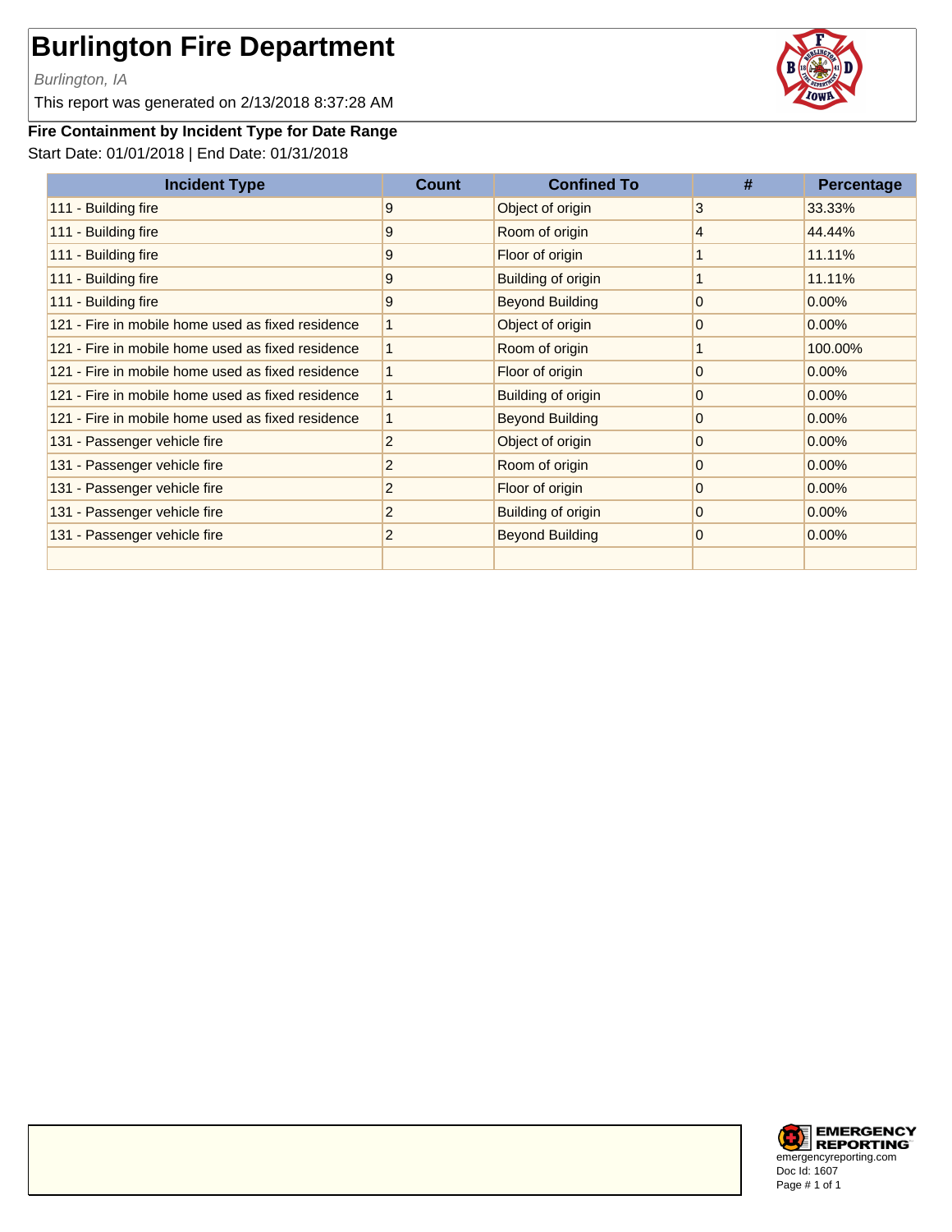# Burlington Fire Department

*Burlington, IA*

This report was generated on 2/13/2018 8:37:28 AM

**Fire Containment by Incident Type for Date Range**

Start Date: 01/01/2018 | End Date: 01/31/2018

| Incident Type | Count | Confined To | # | Percentage |
|---|---|---|---|---|
| 111 - Building fire | 9 | Object of origin | 3 | 33.33% |
| 111 - Building fire | 9 | Room of origin | 4 | 44.44% |
| 111 - Building fire | 9 | Floor of origin | 1 | 11.11% |
| 111 - Building fire | 9 | Building of origin | 1 | 11.11% |
| 111 - Building fire | 9 | Beyond Building | 0 | 0.00% |
| 121 - Fire in mobile home used as fixed residence | 1 | Object of origin | 0 | 0.00% |
| 121 - Fire in mobile home used as fixed residence | 1 | Room of origin | 1 | 100.00% |
| 121 - Fire in mobile home used as fixed residence | 1 | Floor of origin | 0 | 0.00% |
| 121 - Fire in mobile home used as fixed residence | 1 | Building of origin | 0 | 0.00% |
| 121 - Fire in mobile home used as fixed residence | 1 | Beyond Building | 0 | 0.00% |
| 131 - Passenger vehicle fire | 2 | Object of origin | 0 | 0.00% |
| 131 - Passenger vehicle fire | 2 | Room of origin | 0 | 0.00% |
| 131 - Passenger vehicle fire | 2 | Floor of origin | 0 | 0.00% |
| 131 - Passenger vehicle fire | 2 | Building of origin | 0 | 0.00% |
| 131 - Passenger vehicle fire | 2 | Beyond Building | 0 | 0.00% |
| | | | | |

EMERGENCY REPORTING
emergencyreporting.com
Doc Id: 1607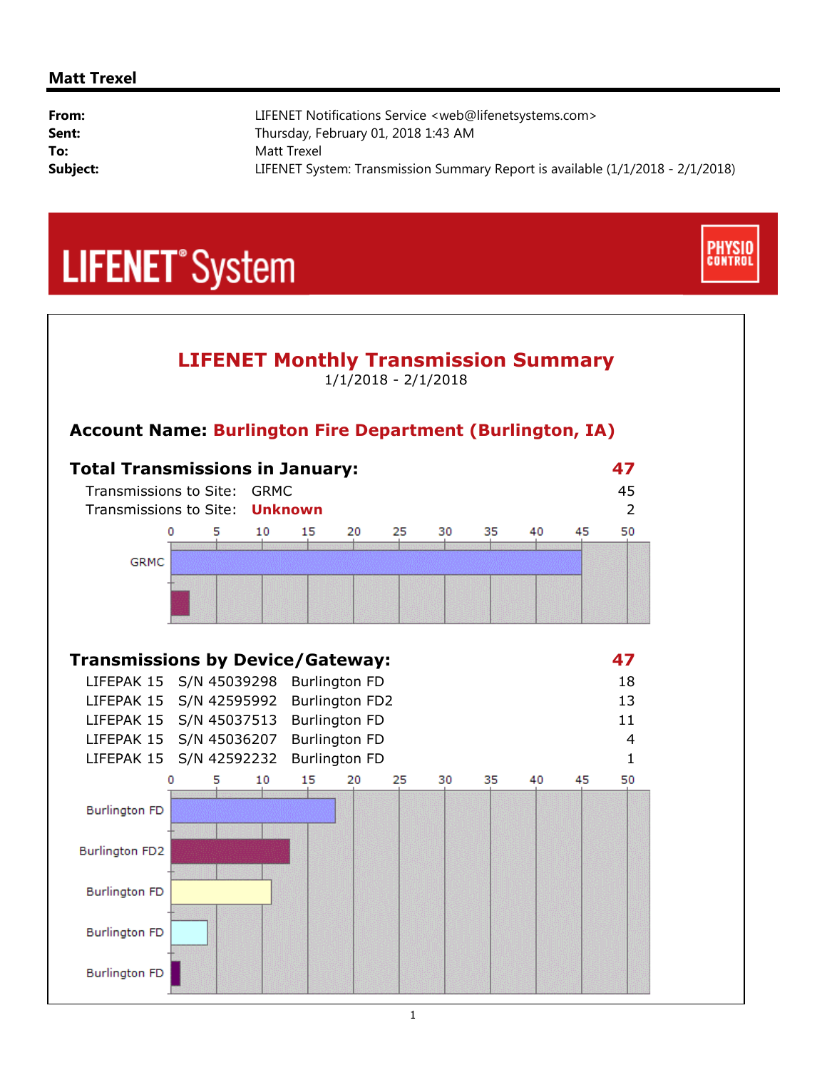**Matt Trexel**

| | |
|---|---|
| **From:** | LIFENET Notifications Service <web@lifenetsystems.com> |
| **Sent:** | Thursday, February 01, 2018 1:43 AM |
| **To:** | Matt Trexel |
| **Subject:** | LIFENET System: Transmission Summary Report is available (1/1/2018 - 2/1/2018) |

LIFENET® System

PHYSIO CONTROL

# LIFENET Monthly Transmission Summary

1/1/2018 - 2/1/2018

## Account Name: Burlington Fire Department (Burlington, IA)

### Total Transmissions in January: 47

| | | |
|---|---|---|
| Transmissions to Site: | GRMC | 45 |
| Transmissions to Site: | **Unknown** | 2 |

### Transmissions by Device/Gateway: 47

| Device | S/N | Gateway | Count |
|---|---|---|---|
| LIFEPAK 15 | S/N 45039298 | Burlington FD | 18 |
| LIFEPAK 15 | S/N 42595992 | Burlington FD2 | 13 |
| LIFEPAK 15 | S/N 45037513 | Burlington FD | 11 |
| LIFEPAK 15 | S/N 45036207 | Burlington FD | 4 |
| LIFEPAK 15 | S/N 42592232 | Burlington FD | 1 |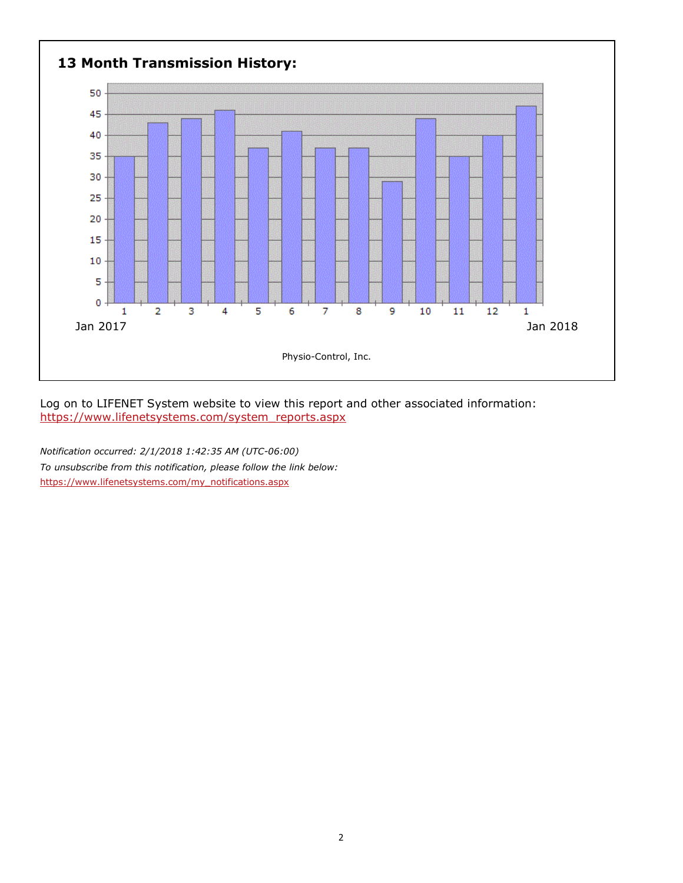## 13 Month Transmission History:

50
45
40
35
30
25
20
15
10
5
0

1 2 3 4 5 6 7 8 9 10 11 12 1

Jan 2017

Jan 2018

Physio-Control, Inc.

Log on to LIFENET System website to view this report and other associated information:
https://www.lifenetsystems.com/system_reports.aspx

*Notification occurred: 2/1/2018 1:42:35 AM (UTC-06:00)*
*To unsubscribe from this notification, please follow the link below:*
https://www.lifenetsystems.com/my_notifications.aspx